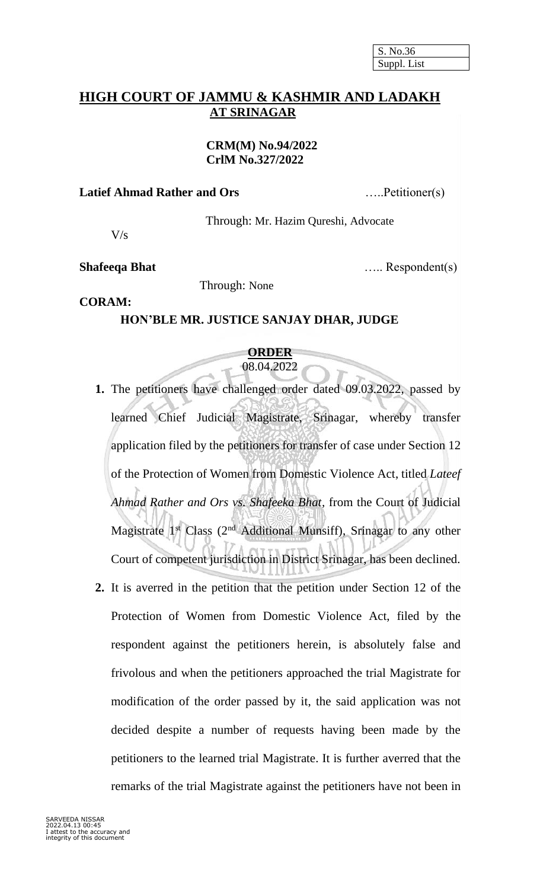| S. No.36 |
|---|
| Suppl. List |

## HIGH COURT OF JAMMU & KASHMIR AND LADAKH AT SRINAGAR

**CRM(M) No.94/2022**
**CrlM No.327/2022**

**Latief Ahmad Rather and Ors** …..Petitioner(s)

Through: Mr. Hazim Qureshi, Advocate

V/s

**Shafeeqa Bhat** ….. Respondent(s)

Through: None

**CORAM:**

**HON'BLE MR. JUSTICE SANJAY DHAR, JUDGE**

**ORDER**
08.04.2022

**1.** The petitioners have challenged order dated 09.03.2022, passed by learned Chief Judicial Magistrate, Srinagar, whereby transfer application filed by the petitioners for transfer of case under Section 12 of the Protection of Women from Domestic Violence Act, titled *Lateef Ahmad Rather and Ors vs. Shafeeka Bhat*, from the Court of Judicial Magistrate 1st Class (2nd Additional Munsiff), Srinagar to any other Court of competent jurisdiction in District Srinagar, has been declined.

**2.** It is averred in the petition that the petition under Section 12 of the Protection of Women from Domestic Violence Act, filed by the respondent against the petitioners herein, is absolutely false and frivolous and when the petitioners approached the trial Magistrate for modification of the order passed by it, the said application was not decided despite a number of requests having been made by the petitioners to the learned trial Magistrate. It is further averred that the remarks of the trial Magistrate against the petitioners have not been in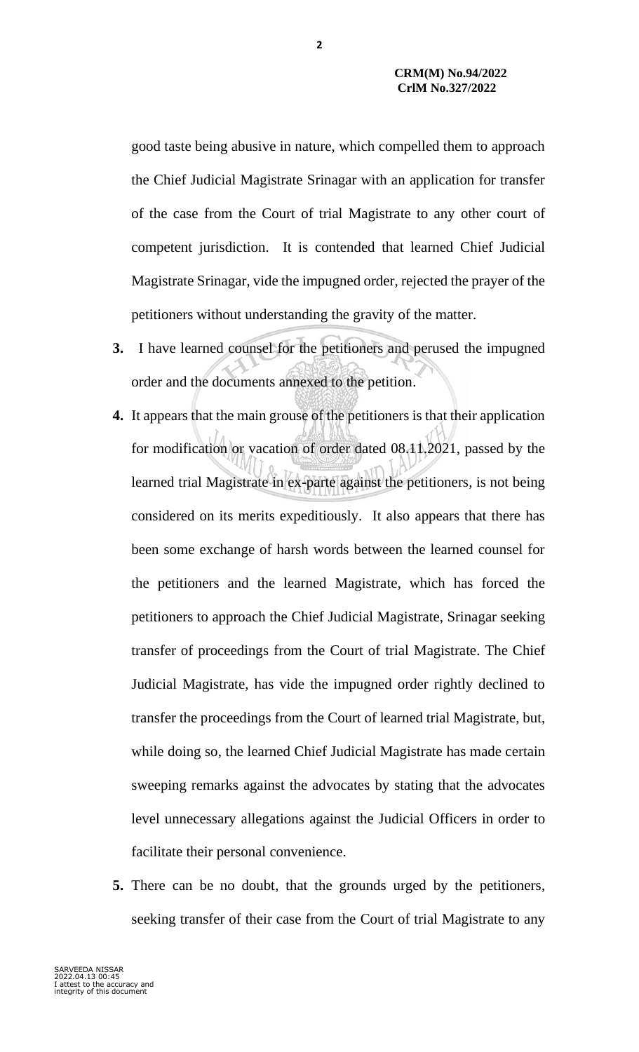good taste being abusive in nature, which compelled them to approach the Chief Judicial Magistrate Srinagar with an application for transfer of the case from the Court of trial Magistrate to any other court of competent jurisdiction. It is contended that learned Chief Judicial Magistrate Srinagar, vide the impugned order, rejected the prayer of the petitioners without understanding the gravity of the matter.

**3.** I have learned counsel for the petitioners and perused the impugned order and the documents annexed to the petition.

**4.** It appears that the main grouse of the petitioners is that their application for modification or vacation of order dated 08.11.2021, passed by the learned trial Magistrate in ex-parte against the petitioners, is not being considered on its merits expeditiously. It also appears that there has been some exchange of harsh words between the learned counsel for the petitioners and the learned Magistrate, which has forced the petitioners to approach the Chief Judicial Magistrate, Srinagar seeking transfer of proceedings from the Court of trial Magistrate. The Chief Judicial Magistrate, has vide the impugned order rightly declined to transfer the proceedings from the Court of learned trial Magistrate, but, while doing so, the learned Chief Judicial Magistrate has made certain sweeping remarks against the advocates by stating that the advocates level unnecessary allegations against the Judicial Officers in order to facilitate their personal convenience.

**5.** There can be no doubt, that the grounds urged by the petitioners, seeking transfer of their case from the Court of trial Magistrate to any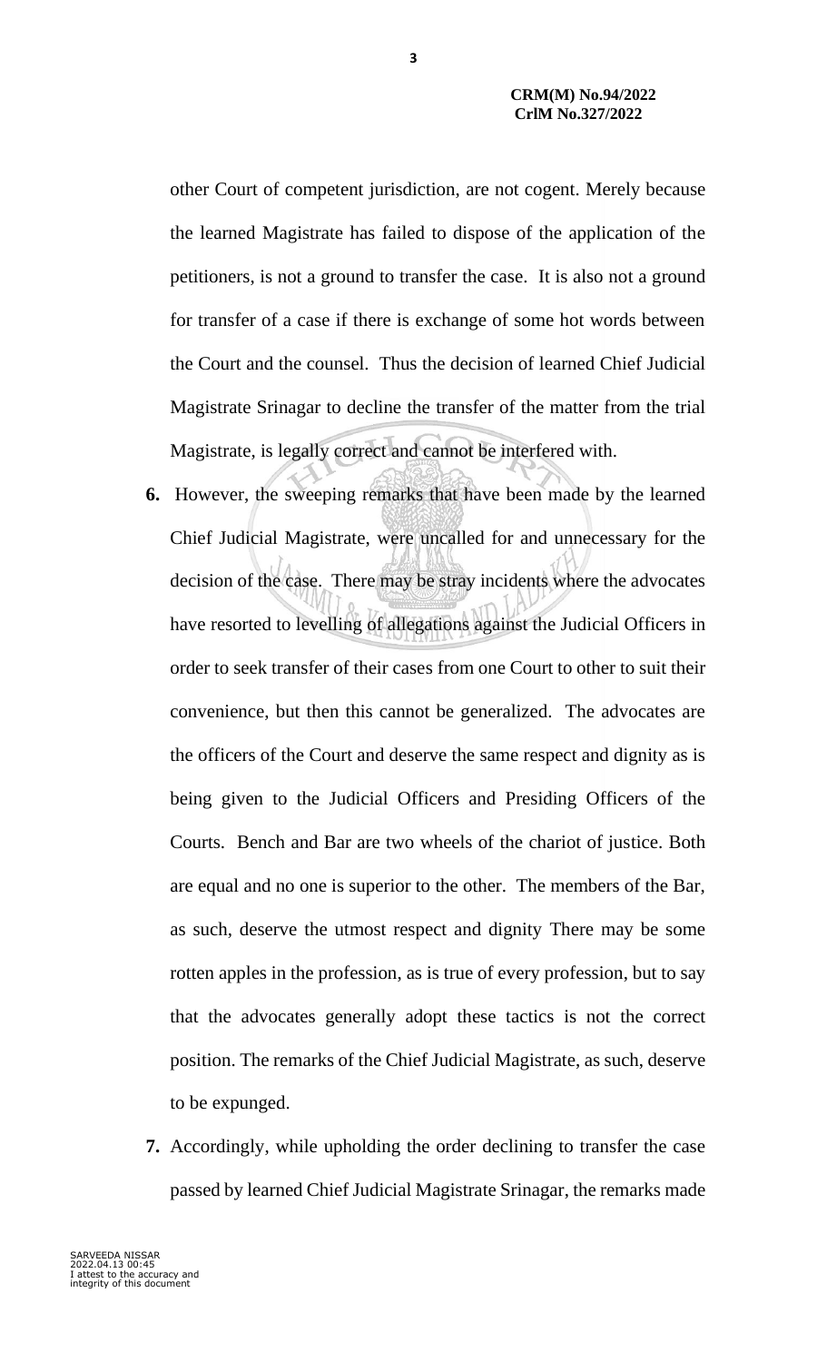other Court of competent jurisdiction, are not cogent. Merely because the learned Magistrate has failed to dispose of the application of the petitioners, is not a ground to transfer the case. It is also not a ground for transfer of a case if there is exchange of some hot words between the Court and the counsel. Thus the decision of learned Chief Judicial Magistrate Srinagar to decline the transfer of the matter from the trial Magistrate, is legally correct and cannot be interfered with.

**6.** However, the sweeping remarks that have been made by the learned Chief Judicial Magistrate, were uncalled for and unnecessary for the decision of the case. There may be stray incidents where the advocates have resorted to levelling of allegations against the Judicial Officers in order to seek transfer of their cases from one Court to other to suit their convenience, but then this cannot be generalized. The advocates are the officers of the Court and deserve the same respect and dignity as is being given to the Judicial Officers and Presiding Officers of the Courts. Bench and Bar are two wheels of the chariot of justice. Both are equal and no one is superior to the other. The members of the Bar, as such, deserve the utmost respect and dignity There may be some rotten apples in the profession, as is true of every profession, but to say that the advocates generally adopt these tactics is not the correct position. The remarks of the Chief Judicial Magistrate, as such, deserve to be expunged.

**7.** Accordingly, while upholding the order declining to transfer the case passed by learned Chief Judicial Magistrate Srinagar, the remarks made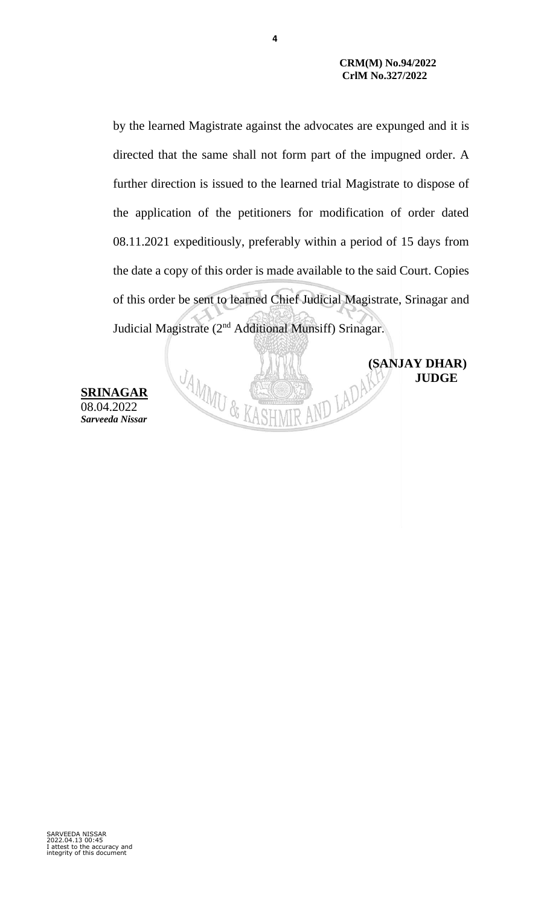by the learned Magistrate against the advocates are expunged and it is directed that the same shall not form part of the impugned order. A further direction is issued to the learned trial Magistrate to dispose of the application of the petitioners for modification of order dated 08.11.2021 expeditiously, preferably within a period of 15 days from the date a copy of this order is made available to the said Court. Copies of this order be sent to learned Chief Judicial Magistrate, Srinagar and Judicial Magistrate (2nd Additional Munsiff) Srinagar.

**(SANJAY DHAR)**
**JUDGE**

**SRINAGAR**
08.04.2022
***Sarveeda Nissar***

SARVEEDA NISSAR
2022.04.13 00:45
I attest to the accuracy and integrity of this document